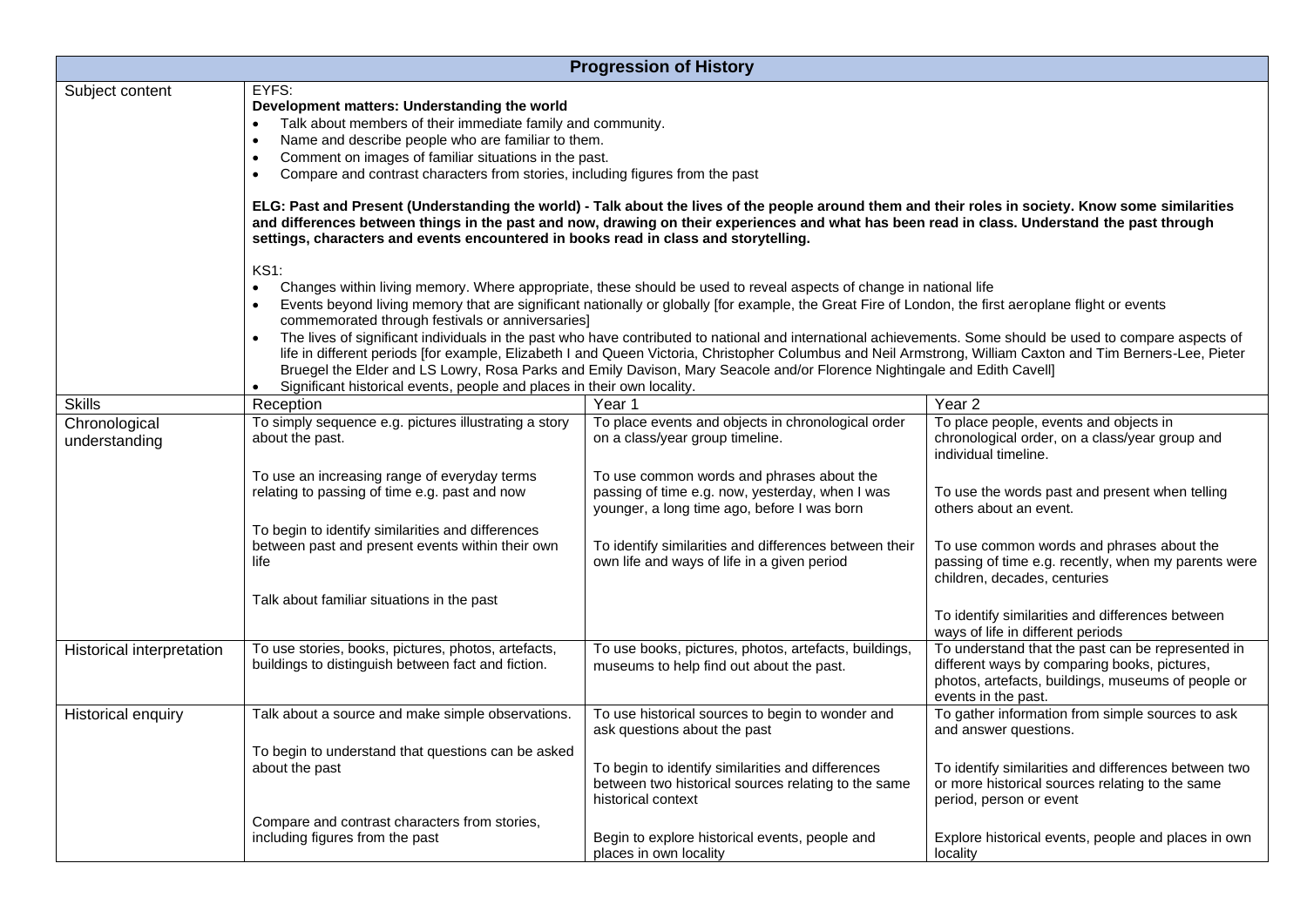| Progression of History | | | |
|---|---|---|---|
| Subject content | EYFS:<br>**Development matters: Understanding the world**<br>• Talk about members of their immediate family and community.<br>• Name and describe people who are familiar to them.<br>• Comment on images of familiar situations in the past.<br>• Compare and contrast characters from stories, including figures from the past<br><br>**ELG: Past and Present (Understanding the world) - Talk about the lives of the people around them and their roles in society. Know some similarities and differences between things in the past and now, drawing on their experiences and what has been read in class. Understand the past through settings, characters and events encountered in books read in class and storytelling.**<br><br>KS1:<br>• Changes within living memory. Where appropriate, these should be used to reveal aspects of change in national life<br>• Events beyond living memory that are significant nationally or globally [for example, the Great Fire of London, the first aeroplane flight or events commemorated through festivals or anniversaries]<br>• The lives of significant individuals in the past who have contributed to national and international achievements. Some should be used to compare aspects of life in different periods [for example, Elizabeth I and Queen Victoria, Christopher Columbus and Neil Armstrong, William Caxton and Tim Berners-Lee, Pieter Bruegel the Elder and LS Lowry, Rosa Parks and Emily Davison, Mary Seacole and/or Florence Nightingale and Edith Cavell]<br>• Significant historical events, people and places in their own locality. | | |
| Skills | Reception | Year 1 | Year 2 |
| Chronological understanding | To simply sequence e.g. pictures illustrating a story about the past.<br><br>To use an increasing range of everyday terms relating to passing of time e.g. past and now<br><br>To begin to identify similarities and differences between past and present events within their own life<br><br>Talk about familiar situations in the past | To place events and objects in chronological order on a class/year group timeline.<br><br>To use common words and phrases about the passing of time e.g. now, yesterday, when I was younger, a long time ago, before I was born<br><br>To identify similarities and differences between their own life and ways of life in a given period | To place people, events and objects in chronological order, on a class/year group and individual timeline.<br><br>To use the words past and present when telling others about an event.<br><br>To use common words and phrases about the passing of time e.g. recently, when my parents were children, decades, centuries<br><br>To identify similarities and differences between ways of life in different periods |
| Historical interpretation | To use stories, books, pictures, photos, artefacts, buildings to distinguish between fact and fiction. | To use books, pictures, photos, artefacts, buildings, museums to help find out about the past. | To understand that the past can be represented in different ways by comparing books, pictures, photos, artefacts, buildings, museums of people or events in the past. |
| Historical enquiry | Talk about a source and make simple observations.<br><br>To begin to understand that questions can be asked about the past<br><br>Compare and contrast characters from stories, including figures from the past | To use historical sources to begin to wonder and ask questions about the past<br><br>To begin to identify similarities and differences between two historical sources relating to the same historical context<br><br>Begin to explore historical events, people and places in own locality | To gather information from simple sources to ask and answer questions.<br><br>To identify similarities and differences between two or more historical sources relating to the same period, person or event<br><br>Explore historical events, people and places in own locality |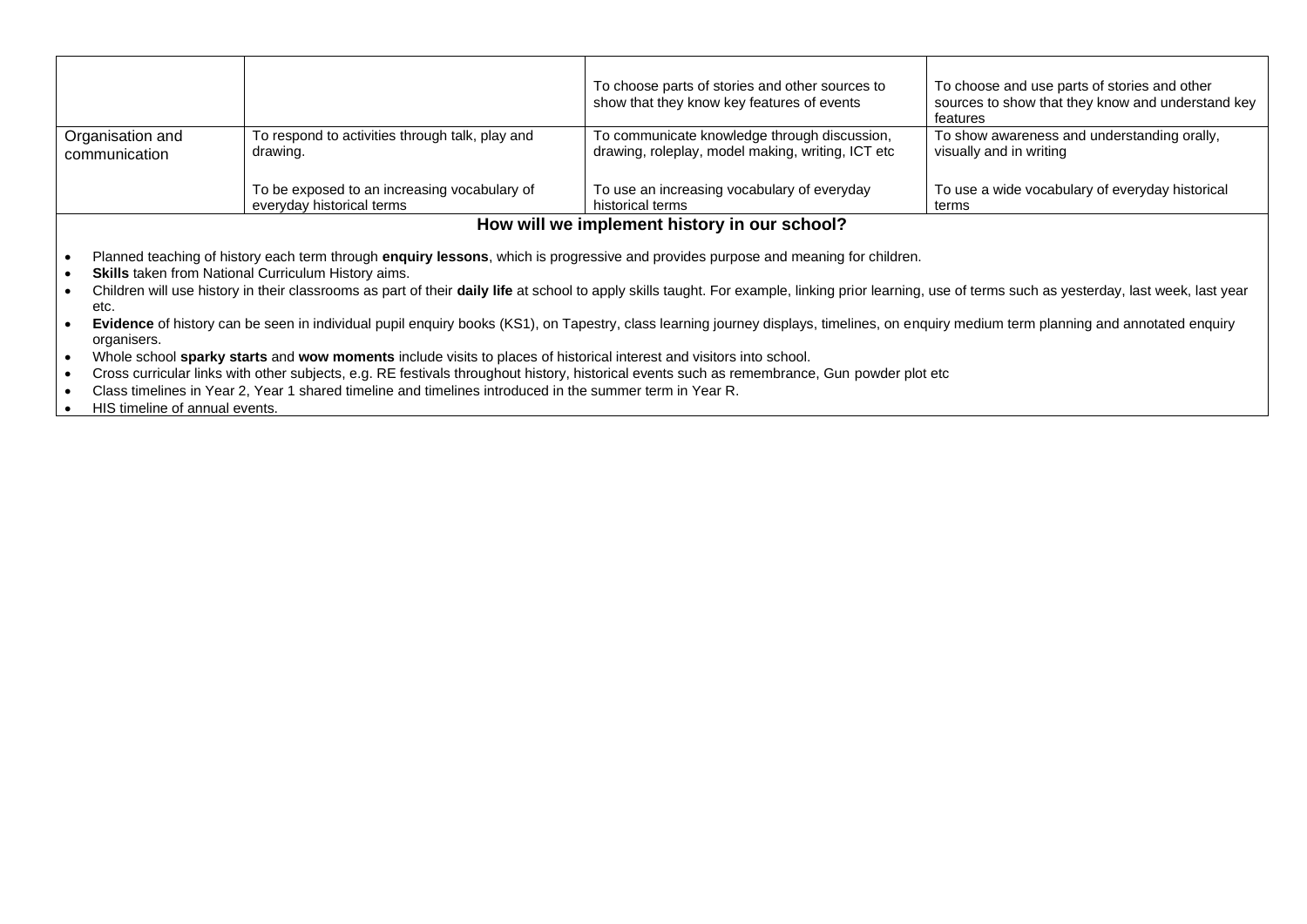| | | | |
|---|---|---|---|
| | | To choose parts of stories and other sources to show that they know key features of events | To choose and use parts of stories and other sources to show that they know and understand key features |
| Organisation and communication | To respond to activities through talk, play and drawing. | To communicate knowledge through discussion, drawing, roleplay, model making, writing, ICT etc | To show awareness and understanding orally, visually and in writing |
| | To be exposed to an increasing vocabulary of everyday historical terms | To use an increasing vocabulary of everyday historical terms | To use a wide vocabulary of everyday historical terms |

## How will we implement history in our school?

- Planned teaching of history each term through **enquiry lessons**, which is progressive and provides purpose and meaning for children.
- **Skills** taken from National Curriculum History aims.
- Children will use history in their classrooms as part of their **daily life** at school to apply skills taught. For example, linking prior learning, use of terms such as yesterday, last week, last year etc.
- **Evidence** of history can be seen in individual pupil enquiry books (KS1), on Tapestry, class learning journey displays, timelines, on enquiry medium term planning and annotated enquiry organisers.
- Whole school **sparky starts** and **wow moments** include visits to places of historical interest and visitors into school.
- Cross curricular links with other subjects, e.g. RE festivals throughout history, historical events such as remembrance, Gun powder plot etc
- Class timelines in Year 2, Year 1 shared timeline and timelines introduced in the summer term in Year R.
- HIS timeline of annual events.